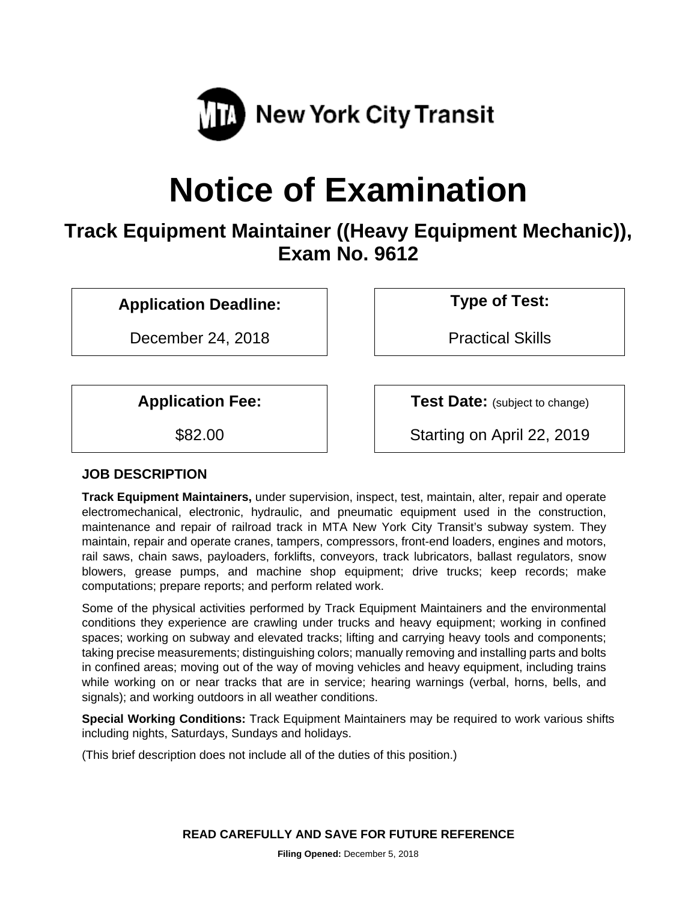MTA New York City Transit

# Notice of Examination

## Track Equipment Maintainer ((Heavy Equipment Mechanic)), Exam No. 9612

| Application Deadline: | Type of Test: |
|---|---|
| December 24, 2018 | Practical Skills |

| Application Fee: | Test Date: (subject to change) |
|---|---|
| $82.00 | Starting on April 22, 2019 |

### JOB DESCRIPTION

**Track Equipment Maintainers,** under supervision, inspect, test, maintain, alter, repair and operate electromechanical, electronic, hydraulic, and pneumatic equipment used in the construction, maintenance and repair of railroad track in MTA New York City Transit's subway system. They maintain, repair and operate cranes, tampers, compressors, front-end loaders, engines and motors, rail saws, chain saws, payloaders, forklifts, conveyors, track lubricators, ballast regulators, snow blowers, grease pumps, and machine shop equipment; drive trucks; keep records; make computations; prepare reports; and perform related work.

Some of the physical activities performed by Track Equipment Maintainers and the environmental conditions they experience are crawling under trucks and heavy equipment; working in confined spaces; working on subway and elevated tracks; lifting and carrying heavy tools and components; taking precise measurements; distinguishing colors; manually removing and installing parts and bolts in confined areas; moving out of the way of moving vehicles and heavy equipment, including trains while working on or near tracks that are in service; hearing warnings (verbal, horns, bells, and signals); and working outdoors in all weather conditions.

**Special Working Conditions:** Track Equipment Maintainers may be required to work various shifts including nights, Saturdays, Sundays and holidays.

(This brief description does not include all of the duties of this position.)

**READ CAREFULLY AND SAVE FOR FUTURE REFERENCE**

**Filing Opened:** December 5, 2018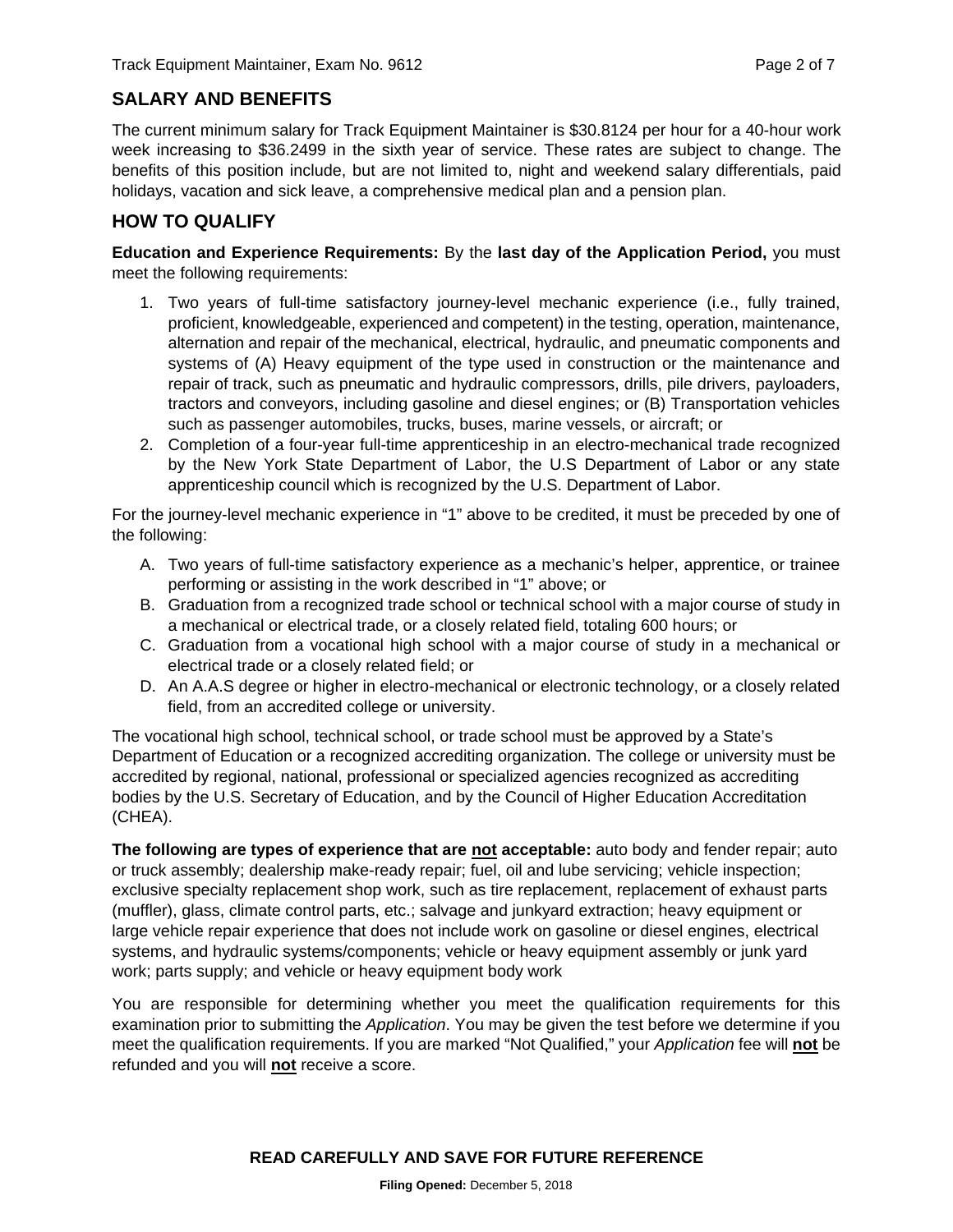## SALARY AND BENEFITS

The current minimum salary for Track Equipment Maintainer is $30.8124 per hour for a 40-hour work week increasing to $36.2499 in the sixth year of service. These rates are subject to change. The benefits of this position include, but are not limited to, night and weekend salary differentials, paid holidays, vacation and sick leave, a comprehensive medical plan and a pension plan.

## HOW TO QUALIFY

**Education and Experience Requirements:** By the **last day of the Application Period,** you must meet the following requirements:

1. Two years of full-time satisfactory journey-level mechanic experience (i.e., fully trained, proficient, knowledgeable, experienced and competent) in the testing, operation, maintenance, alternation and repair of the mechanical, electrical, hydraulic, and pneumatic components and systems of (A) Heavy equipment of the type used in construction or the maintenance and repair of track, such as pneumatic and hydraulic compressors, drills, pile drivers, payloaders, tractors and conveyors, including gasoline and diesel engines; or (B) Transportation vehicles such as passenger automobiles, trucks, buses, marine vessels, or aircraft; or
2. Completion of a four-year full-time apprenticeship in an electro-mechanical trade recognized by the New York State Department of Labor, the U.S Department of Labor or any state apprenticeship council which is recognized by the U.S. Department of Labor.

For the journey-level mechanic experience in "1" above to be credited, it must be preceded by one of the following:

A. Two years of full-time satisfactory experience as a mechanic's helper, apprentice, or trainee performing or assisting in the work described in "1" above; or
B. Graduation from a recognized trade school or technical school with a major course of study in a mechanical or electrical trade, or a closely related field, totaling 600 hours; or
C. Graduation from a vocational high school with a major course of study in a mechanical or electrical trade or a closely related field; or
D. An A.A.S degree or higher in electro-mechanical or electronic technology, or a closely related field, from an accredited college or university.

The vocational high school, technical school, or trade school must be approved by a State's Department of Education or a recognized accrediting organization. The college or university must be accredited by regional, national, professional or specialized agencies recognized as accrediting bodies by the U.S. Secretary of Education, and by the Council of Higher Education Accreditation (CHEA).

**The following are types of experience that are not acceptable:** auto body and fender repair; auto or truck assembly; dealership make-ready repair; fuel, oil and lube servicing; vehicle inspection; exclusive specialty replacement shop work, such as tire replacement, replacement of exhaust parts (muffler), glass, climate control parts, etc.; salvage and junkyard extraction; heavy equipment or large vehicle repair experience that does not include work on gasoline or diesel engines, electrical systems, and hydraulic systems/components; vehicle or heavy equipment assembly or junk yard work; parts supply; and vehicle or heavy equipment body work

You are responsible for determining whether you meet the qualification requirements for this examination prior to submitting the *Application*. You may be given the test before we determine if you meet the qualification requirements. If you are marked "Not Qualified," your *Application* fee will **not** be refunded and you will **not** receive a score.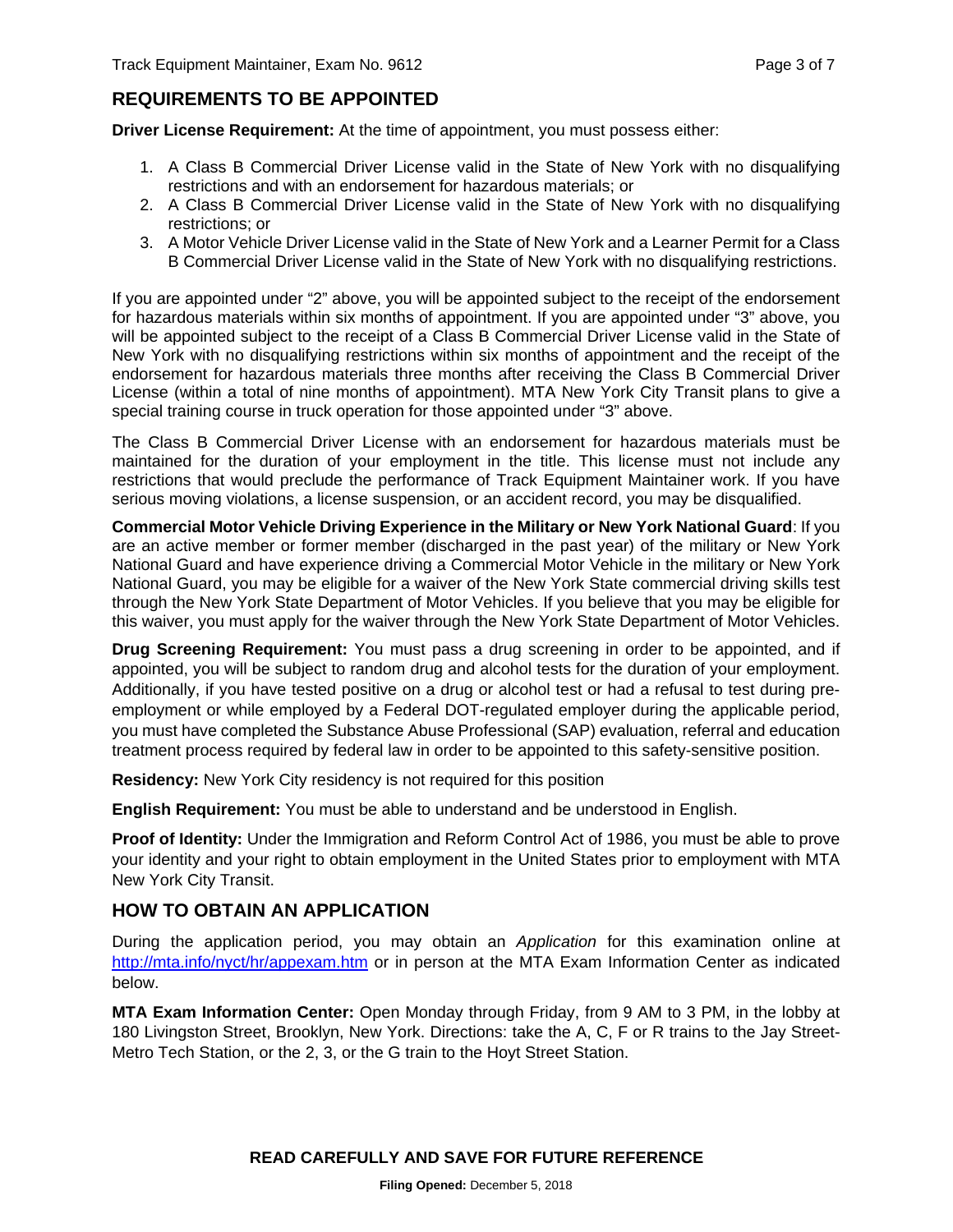## REQUIREMENTS TO BE APPOINTED

**Driver License Requirement:** At the time of appointment, you must possess either:

1. A Class B Commercial Driver License valid in the State of New York with no disqualifying restrictions and with an endorsement for hazardous materials; or
2. A Class B Commercial Driver License valid in the State of New York with no disqualifying restrictions; or
3. A Motor Vehicle Driver License valid in the State of New York and a Learner Permit for a Class B Commercial Driver License valid in the State of New York with no disqualifying restrictions.

If you are appointed under "2" above, you will be appointed subject to the receipt of the endorsement for hazardous materials within six months of appointment. If you are appointed under "3" above, you will be appointed subject to the receipt of a Class B Commercial Driver License valid in the State of New York with no disqualifying restrictions within six months of appointment and the receipt of the endorsement for hazardous materials three months after receiving the Class B Commercial Driver License (within a total of nine months of appointment). MTA New York City Transit plans to give a special training course in truck operation for those appointed under "3" above.

The Class B Commercial Driver License with an endorsement for hazardous materials must be maintained for the duration of your employment in the title. This license must not include any restrictions that would preclude the performance of Track Equipment Maintainer work. If you have serious moving violations, a license suspension, or an accident record, you may be disqualified.

**Commercial Motor Vehicle Driving Experience in the Military or New York National Guard**: If you are an active member or former member (discharged in the past year) of the military or New York National Guard and have experience driving a Commercial Motor Vehicle in the military or New York National Guard, you may be eligible for a waiver of the New York State commercial driving skills test through the New York State Department of Motor Vehicles. If you believe that you may be eligible for this waiver, you must apply for the waiver through the New York State Department of Motor Vehicles.

**Drug Screening Requirement:** You must pass a drug screening in order to be appointed, and if appointed, you will be subject to random drug and alcohol tests for the duration of your employment. Additionally, if you have tested positive on a drug or alcohol test or had a refusal to test during pre-employment or while employed by a Federal DOT-regulated employer during the applicable period, you must have completed the Substance Abuse Professional (SAP) evaluation, referral and education treatment process required by federal law in order to be appointed to this safety-sensitive position.

**Residency:** New York City residency is not required for this position

**English Requirement:** You must be able to understand and be understood in English.

**Proof of Identity:** Under the Immigration and Reform Control Act of 1986, you must be able to prove your identity and your right to obtain employment in the United States prior to employment with MTA New York City Transit.

## HOW TO OBTAIN AN APPLICATION

During the application period, you may obtain an *Application* for this examination online at http://mta.info/nyct/hr/appexam.htm or in person at the MTA Exam Information Center as indicated below.

**MTA Exam Information Center:** Open Monday through Friday, from 9 AM to 3 PM, in the lobby at 180 Livingston Street, Brooklyn, New York. Directions: take the A, C, F or R trains to the Jay Street-Metro Tech Station, or the 2, 3, or the G train to the Hoyt Street Station.

**READ CAREFULLY AND SAVE FOR FUTURE REFERENCE**

**Filing Opened:** December 5, 2018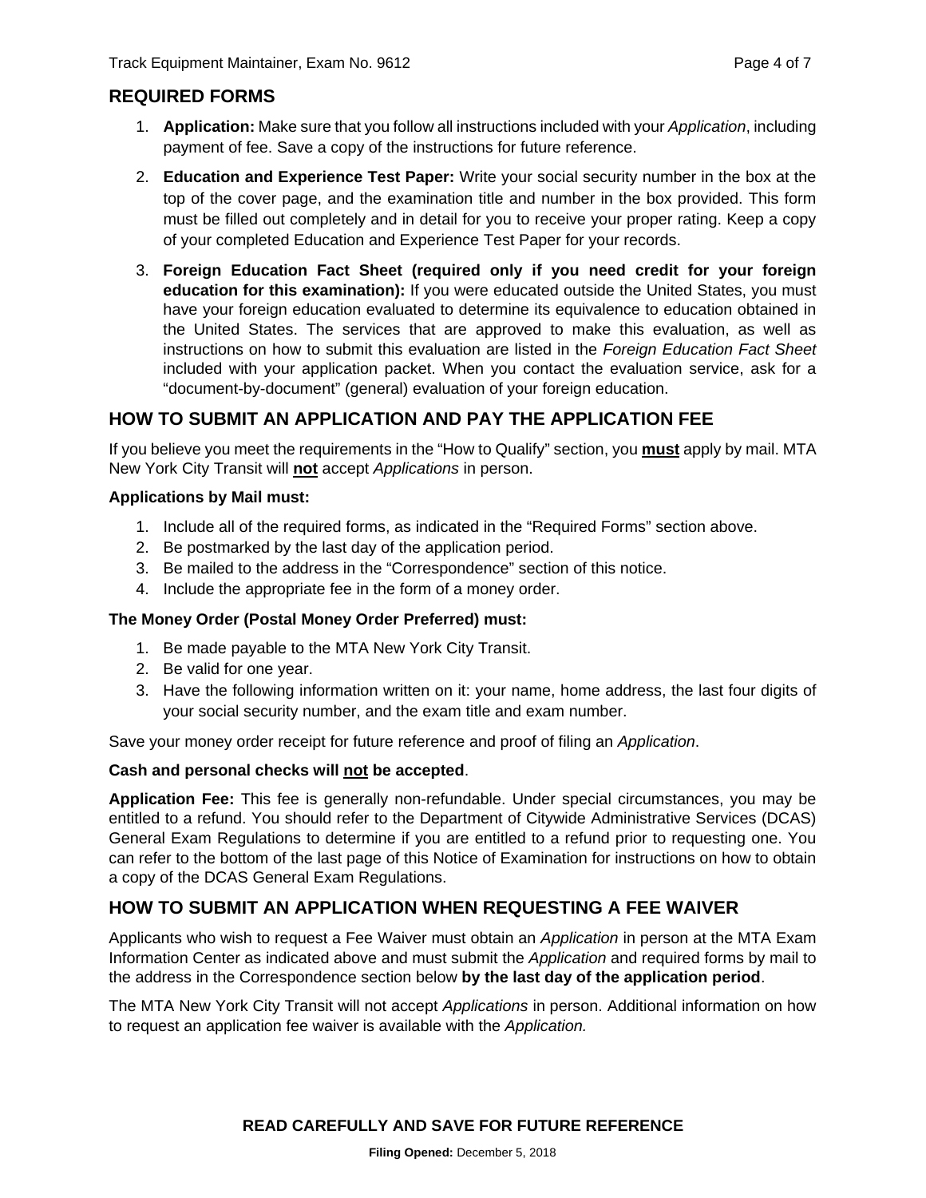## REQUIRED FORMS

1. **Application:** Make sure that you follow all instructions included with your *Application*, including payment of fee. Save a copy of the instructions for future reference.
2. **Education and Experience Test Paper:** Write your social security number in the box at the top of the cover page, and the examination title and number in the box provided. This form must be filled out completely and in detail for you to receive your proper rating. Keep a copy of your completed Education and Experience Test Paper for your records.
3. **Foreign Education Fact Sheet (required only if you need credit for your foreign education for this examination):** If you were educated outside the United States, you must have your foreign education evaluated to determine its equivalence to education obtained in the United States. The services that are approved to make this evaluation, as well as instructions on how to submit this evaluation are listed in the *Foreign Education Fact Sheet* included with your application packet. When you contact the evaluation service, ask for a "document-by-document" (general) evaluation of your foreign education.

## HOW TO SUBMIT AN APPLICATION AND PAY THE APPLICATION FEE

If you believe you meet the requirements in the "How to Qualify" section, you **must** apply by mail. MTA New York City Transit will **not** accept *Applications* in person.

**Applications by Mail must:**

1. Include all of the required forms, as indicated in the "Required Forms" section above.
2. Be postmarked by the last day of the application period.
3. Be mailed to the address in the "Correspondence" section of this notice.
4. Include the appropriate fee in the form of a money order.

**The Money Order (Postal Money Order Preferred) must:**

1. Be made payable to the MTA New York City Transit.
2. Be valid for one year.
3. Have the following information written on it: your name, home address, the last four digits of your social security number, and the exam title and exam number.

Save your money order receipt for future reference and proof of filing an *Application*.

**Cash and personal checks will not be accepted**.

**Application Fee:** This fee is generally non-refundable. Under special circumstances, you may be entitled to a refund. You should refer to the Department of Citywide Administrative Services (DCAS) General Exam Regulations to determine if you are entitled to a refund prior to requesting one. You can refer to the bottom of the last page of this Notice of Examination for instructions on how to obtain a copy of the DCAS General Exam Regulations.

## HOW TO SUBMIT AN APPLICATION WHEN REQUESTING A FEE WAIVER

Applicants who wish to request a Fee Waiver must obtain an *Application* in person at the MTA Exam Information Center as indicated above and must submit the *Application* and required forms by mail to the address in the Correspondence section below **by the last day of the application period**.

The MTA New York City Transit will not accept *Applications* in person. Additional information on how to request an application fee waiver is available with the *Application.*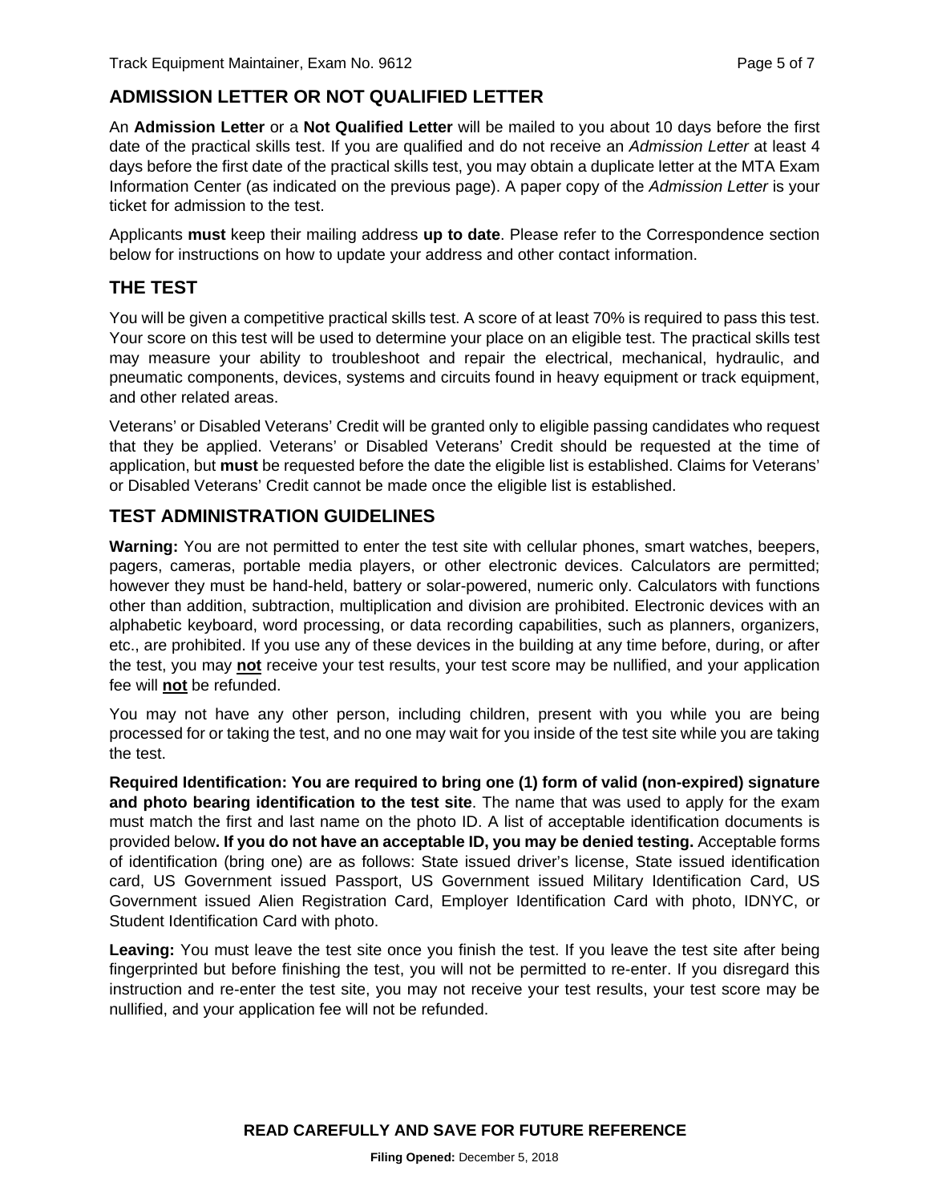## ADMISSION LETTER OR NOT QUALIFIED LETTER

An **Admission Letter** or a **Not Qualified Letter** will be mailed to you about 10 days before the first date of the practical skills test. If you are qualified and do not receive an *Admission Letter* at least 4 days before the first date of the practical skills test, you may obtain a duplicate letter at the MTA Exam Information Center (as indicated on the previous page). A paper copy of the *Admission Letter* is your ticket for admission to the test.

Applicants **must** keep their mailing address **up to date**. Please refer to the Correspondence section below for instructions on how to update your address and other contact information.

## THE TEST

You will be given a competitive practical skills test. A score of at least 70% is required to pass this test. Your score on this test will be used to determine your place on an eligible test. The practical skills test may measure your ability to troubleshoot and repair the electrical, mechanical, hydraulic, and pneumatic components, devices, systems and circuits found in heavy equipment or track equipment, and other related areas.

Veterans' or Disabled Veterans' Credit will be granted only to eligible passing candidates who request that they be applied. Veterans' or Disabled Veterans' Credit should be requested at the time of application, but **must** be requested before the date the eligible list is established. Claims for Veterans' or Disabled Veterans' Credit cannot be made once the eligible list is established.

## TEST ADMINISTRATION GUIDELINES

**Warning:** You are not permitted to enter the test site with cellular phones, smart watches, beepers, pagers, cameras, portable media players, or other electronic devices. Calculators are permitted; however they must be hand-held, battery or solar-powered, numeric only. Calculators with functions other than addition, subtraction, multiplication and division are prohibited. Electronic devices with an alphabetic keyboard, word processing, or data recording capabilities, such as planners, organizers, etc., are prohibited. If you use any of these devices in the building at any time before, during, or after the test, you may **not** receive your test results, your test score may be nullified, and your application fee will **not** be refunded.

You may not have any other person, including children, present with you while you are being processed for or taking the test, and no one may wait for you inside of the test site while you are taking the test.

**Required Identification: You are required to bring one (1) form of valid (non-expired) signature and photo bearing identification to the test site**. The name that was used to apply for the exam must match the first and last name on the photo ID. A list of acceptable identification documents is provided below**. If you do not have an acceptable ID, you may be denied testing.** Acceptable forms of identification (bring one) are as follows: State issued driver's license, State issued identification card, US Government issued Passport, US Government issued Military Identification Card, US Government issued Alien Registration Card, Employer Identification Card with photo, IDNYC, or Student Identification Card with photo.

**Leaving:** You must leave the test site once you finish the test. If you leave the test site after being fingerprinted but before finishing the test, you will not be permitted to re-enter. If you disregard this instruction and re-enter the test site, you may not receive your test results, your test score may be nullified, and your application fee will not be refunded.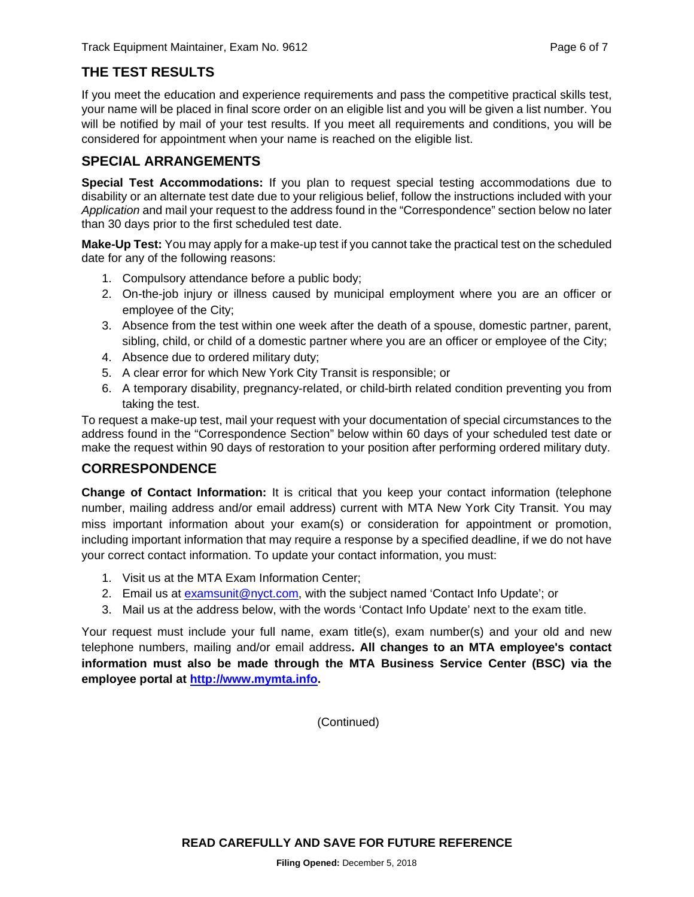## THE TEST RESULTS

If you meet the education and experience requirements and pass the competitive practical skills test, your name will be placed in final score order on an eligible list and you will be given a list number. You will be notified by mail of your test results. If you meet all requirements and conditions, you will be considered for appointment when your name is reached on the eligible list.

## SPECIAL ARRANGEMENTS

**Special Test Accommodations:** If you plan to request special testing accommodations due to disability or an alternate test date due to your religious belief, follow the instructions included with your *Application* and mail your request to the address found in the "Correspondence" section below no later than 30 days prior to the first scheduled test date.

**Make-Up Test:** You may apply for a make-up test if you cannot take the practical test on the scheduled date for any of the following reasons:

1. Compulsory attendance before a public body;
2. On-the-job injury or illness caused by municipal employment where you are an officer or employee of the City;
3. Absence from the test within one week after the death of a spouse, domestic partner, parent, sibling, child, or child of a domestic partner where you are an officer or employee of the City;
4. Absence due to ordered military duty;
5. A clear error for which New York City Transit is responsible; or
6. A temporary disability, pregnancy-related, or child-birth related condition preventing you from taking the test.

To request a make-up test, mail your request with your documentation of special circumstances to the address found in the "Correspondence Section" below within 60 days of your scheduled test date or make the request within 90 days of restoration to your position after performing ordered military duty.

## CORRESPONDENCE

**Change of Contact Information:** It is critical that you keep your contact information (telephone number, mailing address and/or email address) current with MTA New York City Transit. You may miss important information about your exam(s) or consideration for appointment or promotion, including important information that may require a response by a specified deadline, if we do not have your correct contact information. To update your contact information, you must:

1. Visit us at the MTA Exam Information Center;
2. Email us at examsunit@nyct.com, with the subject named 'Contact Info Update'; or
3. Mail us at the address below, with the words 'Contact Info Update' next to the exam title.

Your request must include your full name, exam title(s), exam number(s) and your old and new telephone numbers, mailing and/or email address**. All changes to an MTA employee's contact information must also be made through the MTA Business Service Center (BSC) via the employee portal at http://www.mymta.info.**

(Continued)

**READ CAREFULLY AND SAVE FOR FUTURE REFERENCE**

**Filing Opened:** December 5, 2018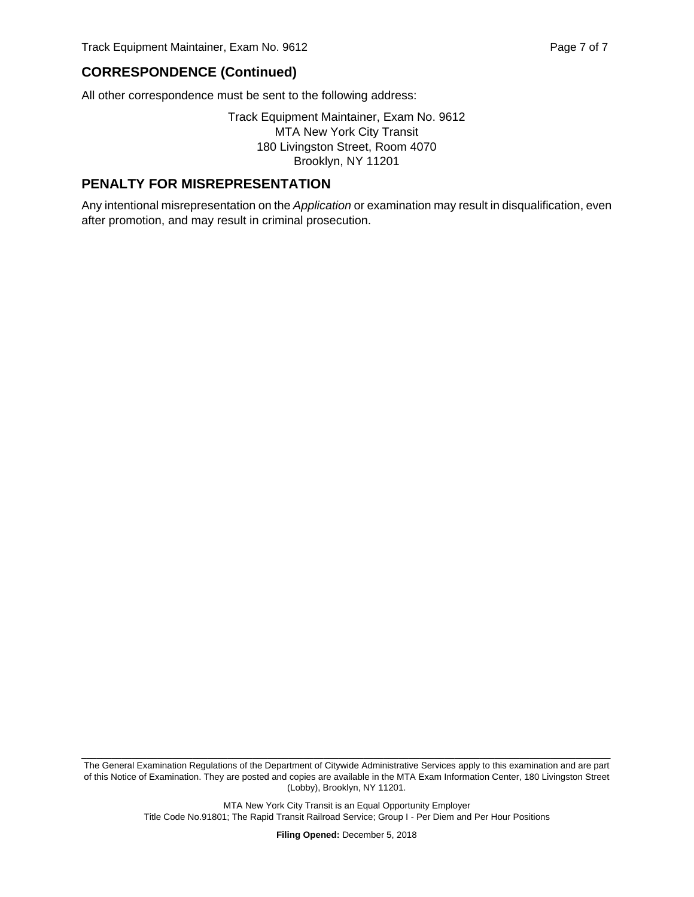## CORRESPONDENCE (Continued)

All other correspondence must be sent to the following address:

Track Equipment Maintainer, Exam No. 9612
MTA New York City Transit
180 Livingston Street, Room 4070
Brooklyn, NY 11201

## PENALTY FOR MISREPRESENTATION

Any intentional misrepresentation on the *Application* or examination may result in disqualification, even after promotion, and may result in criminal prosecution.

---

The General Examination Regulations of the Department of Citywide Administrative Services apply to this examination and are part of this Notice of Examination. They are posted and copies are available in the MTA Exam Information Center, 180 Livingston Street (Lobby), Brooklyn, NY 11201.

MTA New York City Transit is an Equal Opportunity Employer
Title Code No.91801; The Rapid Transit Railroad Service; Group I - Per Diem and Per Hour Positions

**Filing Opened:** December 5, 2018